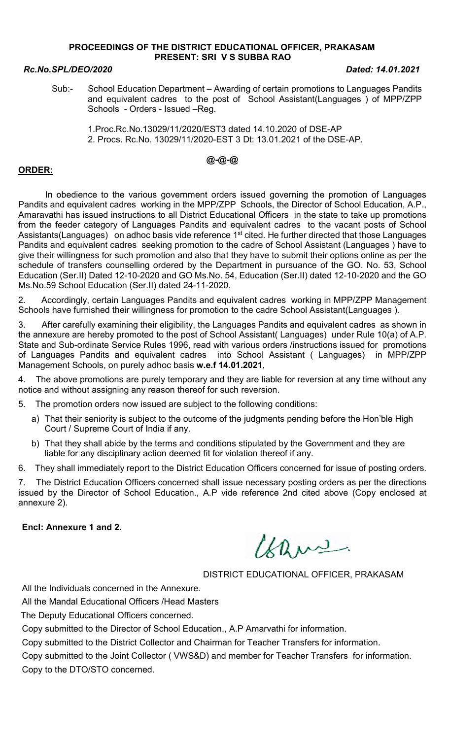**PROCEEDINGS OF THE DISTRICT EDUCATIONAL OFFICER, PRAKASAM**
**PRESENT: SRI V S SUBBA RAO**

***Rc.No.SPL/DEO/2020*** ***Dated: 14.01.2021***

Sub:- School Education Department – Awarding of certain promotions to Languages Pandits and equivalent cadres to the post of School Assistant(Languages ) of MPP/ZPP Schools - Orders - Issued –Reg.

1.Proc.Rc.No.13029/11/2020/EST3 dated 14.10.2020 of DSE-AP
2. Procs. Rc.No. 13029/11/2020-EST 3 Dt: 13.01.2021 of the DSE-AP.

**@-@-@**

**ORDER:**

In obedience to the various government orders issued governing the promotion of Languages Pandits and equivalent cadres working in the MPP/ZPP Schools, the Director of School Education, A.P., Amaravathi has issued instructions to all District Educational Officers in the state to take up promotions from the feeder category of Languages Pandits and equivalent cadres to the vacant posts of School Assistants(Languages) on adhoc basis vide reference 1st cited. He further directed that those Languages Pandits and equivalent cadres seeking promotion to the cadre of School Assistant (Languages ) have to give their willingness for such promotion and also that they have to submit their options online as per the schedule of transfers counselling ordered by the Department in pursuance of the GO. No. 53, School Education (Ser.II) Dated 12-10-2020 and GO Ms.No. 54, Education (Ser.II) dated 12-10-2020 and the GO Ms.No.59 School Education (Ser.II) dated 24-11-2020.

2. Accordingly, certain Languages Pandits and equivalent cadres working in MPP/ZPP Management Schools have furnished their willingness for promotion to the cadre School Assistant(Languages ).

3. After carefully examining their eligibility, the Languages Pandits and equivalent cadres as shown in the annexure are hereby promoted to the post of School Assistant( Languages) under Rule 10(a) of A.P. State and Sub-ordinate Service Rules 1996, read with various orders /instructions issued for promotions of Languages Pandits and equivalent cadres into School Assistant ( Languages) in MPP/ZPP Management Schools, on purely adhoc basis **w.e.f 14.01.2021**,

4. The above promotions are purely temporary and they are liable for reversion at any time without any notice and without assigning any reason thereof for such reversion.

5. The promotion orders now issued are subject to the following conditions:

a) That their seniority is subject to the outcome of the judgments pending before the Hon'ble High Court / Supreme Court of India if any.

b) That they shall abide by the terms and conditions stipulated by the Government and they are liable for any disciplinary action deemed fit for violation thereof if any.

6. They shall immediately report to the District Education Officers concerned for issue of posting orders.

7. The District Education Officers concerned shall issue necessary posting orders as per the directions issued by the Director of School Education., A.P vide reference 2nd cited above (Copy enclosed at annexure 2).

**Encl: Annexure 1 and 2.**

DISTRICT EDUCATIONAL OFFICER, PRAKASAM

All the Individuals concerned in the Annexure.

All the Mandal Educational Officers /Head Masters

The Deputy Educational Officers concerned.

Copy submitted to the Director of School Education., A.P Amarvathi for information.

Copy submitted to the District Collector and Chairman for Teacher Transfers for information.

Copy submitted to the Joint Collector ( VWS&D) and member for Teacher Transfers for information.

Copy to the DTO/STO concerned.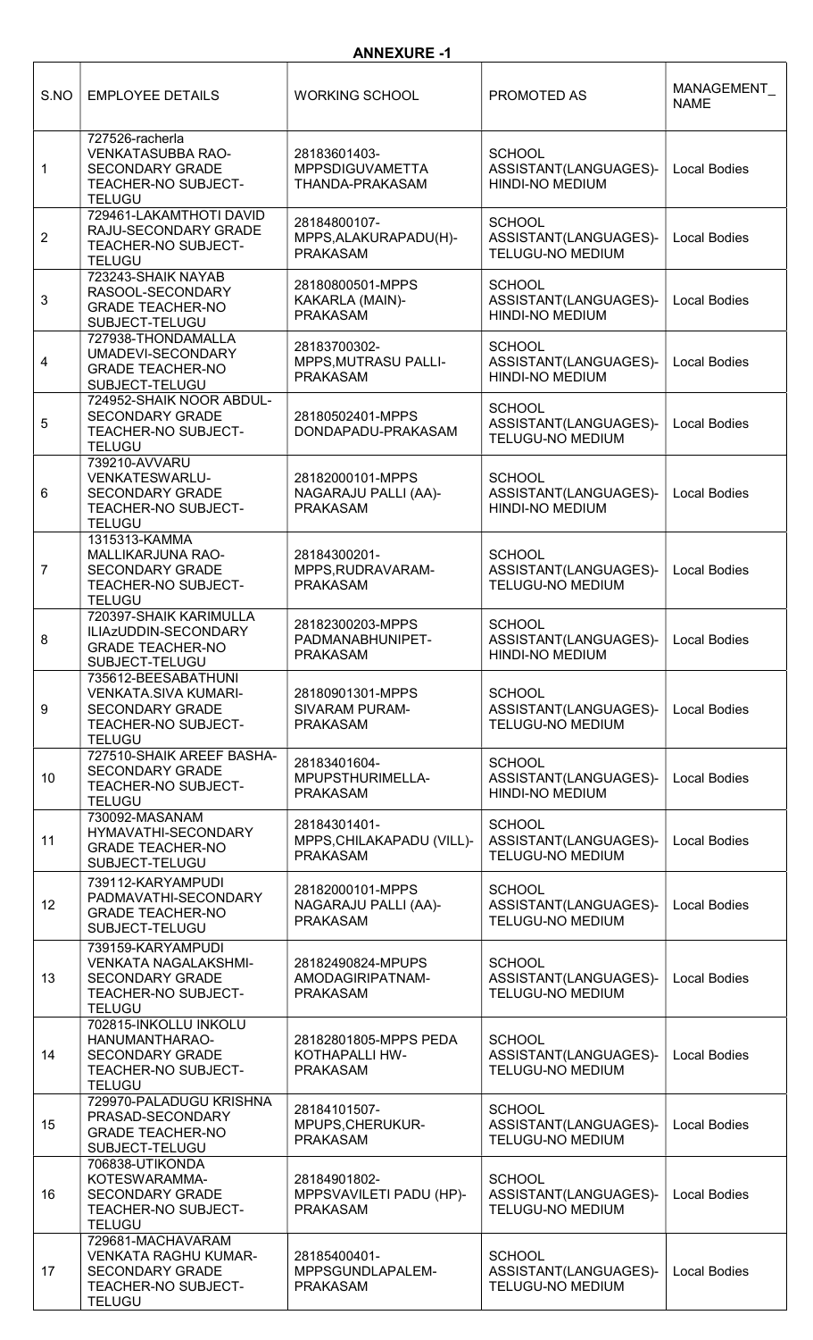## ANNEXURE -1

| S.NO | EMPLOYEE DETAILS | WORKING SCHOOL | PROMOTED AS | MANAGEMENT_NAME |
|---|---|---|---|---|
| 1 | 727526-racherla VENKATASUBBA RAO-SECONDARY GRADE TEACHER-NO SUBJECT-TELUGU | 28183601403-MPPSDIGUVAMETTA THANDA-PRAKASAM | SCHOOL ASSISTANT(LANGUAGES)-HINDI-NO MEDIUM | Local Bodies |
| 2 | 729461-LAKAMTHOTI DAVID RAJU-SECONDARY GRADE TEACHER-NO SUBJECT-TELUGU | 28184800107-MPPS,ALAKURAPADU(H)-PRAKASAM | SCHOOL ASSISTANT(LANGUAGES)-TELUGU-NO MEDIUM | Local Bodies |
| 3 | 723243-SHAIK NAYAB RASOOL-SECONDARY GRADE TEACHER-NO SUBJECT-TELUGU | 28180800501-MPPS KAKARLA (MAIN)-PRAKASAM | SCHOOL ASSISTANT(LANGUAGES)-HINDI-NO MEDIUM | Local Bodies |
| 4 | 727938-THONDAMALLA UMADEVI-SECONDARY GRADE TEACHER-NO SUBJECT-TELUGU | 28183700302-MPPS,MUTRASU PALLI-PRAKASAM | SCHOOL ASSISTANT(LANGUAGES)-HINDI-NO MEDIUM | Local Bodies |
| 5 | 724952-SHAIK NOOR ABDUL-SECONDARY GRADE TEACHER-NO SUBJECT-TELUGU | 28180502401-MPPS DONDAPADU-PRAKASAM | SCHOOL ASSISTANT(LANGUAGES)-TELUGU-NO MEDIUM | Local Bodies |
| 6 | 739210-AVVARU VENKATESWARLU-SECONDARY GRADE TEACHER-NO SUBJECT-TELUGU | 28182000101-MPPS NAGARAJU PALLI (AA)-PRAKASAM | SCHOOL ASSISTANT(LANGUAGES)-HINDI-NO MEDIUM | Local Bodies |
| 7 | 1315313-KAMMA MALLIKARJUNA RAO-SECONDARY GRADE TEACHER-NO SUBJECT-TELUGU | 28184300201-MPPS,RUDRAVARAM-PRAKASAM | SCHOOL ASSISTANT(LANGUAGES)-TELUGU-NO MEDIUM | Local Bodies |
| 8 | 720397-SHAIK KARIMULLA ILIAzUDDIN-SECONDARY GRADE TEACHER-NO SUBJECT-TELUGU | 28182300203-MPPS PADMANABHUNIPET-PRAKASAM | SCHOOL ASSISTANT(LANGUAGES)-HINDI-NO MEDIUM | Local Bodies |
| 9 | 735612-BEESABATHUNI VENKATA.SIVA KUMARI-SECONDARY GRADE TEACHER-NO SUBJECT-TELUGU | 28180901301-MPPS SIVARAM PURAM-PRAKASAM | SCHOOL ASSISTANT(LANGUAGES)-TELUGU-NO MEDIUM | Local Bodies |
| 10 | 727510-SHAIK AREEF BASHA-SECONDARY GRADE TEACHER-NO SUBJECT-TELUGU | 28183401604-MPUPSTHURIMELLA-PRAKASAM | SCHOOL ASSISTANT(LANGUAGES)-HINDI-NO MEDIUM | Local Bodies |
| 11 | 730092-MASANAM HYMAVATHI-SECONDARY GRADE TEACHER-NO SUBJECT-TELUGU | 28184301401-MPPS,CHILAKAPADU (VILL)-PRAKASAM | SCHOOL ASSISTANT(LANGUAGES)-TELUGU-NO MEDIUM | Local Bodies |
| 12 | 739112-KARYAMPUDI PADMAVATHI-SECONDARY GRADE TEACHER-NO SUBJECT-TELUGU | 28182000101-MPPS NAGARAJU PALLI (AA)-PRAKASAM | SCHOOL ASSISTANT(LANGUAGES)-TELUGU-NO MEDIUM | Local Bodies |
| 13 | 739159-KARYAMPUDI VENKATA NAGALAKSHMI-SECONDARY GRADE TEACHER-NO SUBJECT-TELUGU | 28182490824-MPUPS AMODAGIRIPATNAM-PRAKASAM | SCHOOL ASSISTANT(LANGUAGES)-TELUGU-NO MEDIUM | Local Bodies |
| 14 | 702815-INKOLLU INKOLU HANUMANTHARAO-SECONDARY GRADE TEACHER-NO SUBJECT-TELUGU | 28182801805-MPPS PEDA KOTHAPALLI HW-PRAKASAM | SCHOOL ASSISTANT(LANGUAGES)-TELUGU-NO MEDIUM | Local Bodies |
| 15 | 729970-PALADUGU KRISHNA PRASAD-SECONDARY GRADE TEACHER-NO SUBJECT-TELUGU | 28184101507-MPUPS,CHERUKUR-PRAKASAM | SCHOOL ASSISTANT(LANGUAGES)-TELUGU-NO MEDIUM | Local Bodies |
| 16 | 706838-UTIKONDA KOTESWARAMMA-SECONDARY GRADE TEACHER-NO SUBJECT-TELUGU | 28184901802-MPPSVAVILETI PADU (HP)-PRAKASAM | SCHOOL ASSISTANT(LANGUAGES)-TELUGU-NO MEDIUM | Local Bodies |
| 17 | 729681-MACHAVARAM VENKATA RAGHU KUMAR-SECONDARY GRADE TEACHER-NO SUBJECT-TELUGU | 28185400401-MPPSGUNDLAPALEM-PRAKASAM | SCHOOL ASSISTANT(LANGUAGES)-TELUGU-NO MEDIUM | Local Bodies |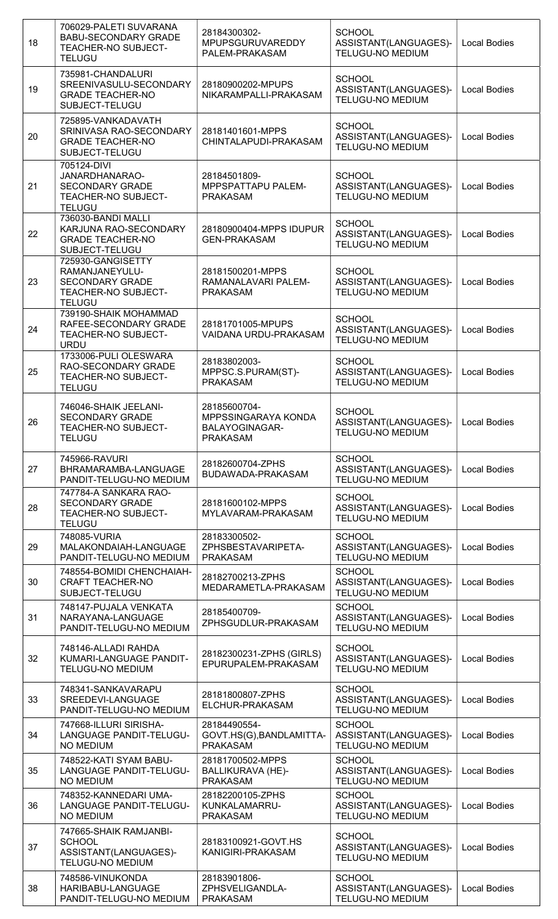| 18 | 706029-PALETI SUVARANA BABU-SECONDARY GRADE TEACHER-NO SUBJECT-TELUGU | 28184300302-MPUPSGURUVAREDDY PALEM-PRAKASAM | SCHOOL ASSISTANT(LANGUAGES)-TELUGU-NO MEDIUM | Local Bodies |
|---|---|---|---|---|
| 19 | 735981-CHANDALURI SREENIVASULU-SECONDARY GRADE TEACHER-NO SUBJECT-TELUGU | 28180900202-MPUPS NIKARAMPALLI-PRAKASAM | SCHOOL ASSISTANT(LANGUAGES)-TELUGU-NO MEDIUM | Local Bodies |
| 20 | 725895-VANKADAVATH SRINIVASA RAO-SECONDARY GRADE TEACHER-NO SUBJECT-TELUGU | 28181401601-MPPS CHINTALAPUDI-PRAKASAM | SCHOOL ASSISTANT(LANGUAGES)-TELUGU-NO MEDIUM | Local Bodies |
| 21 | 705124-DIVI JANARDHANARAO-SECONDARY GRADE TEACHER-NO SUBJECT-TELUGU | 28184501809-MPPSPATTAPU PALEM-PRAKASAM | SCHOOL ASSISTANT(LANGUAGES)-TELUGU-NO MEDIUM | Local Bodies |
| 22 | 736030-BANDI MALLI KARJUNA RAO-SECONDARY GRADE TEACHER-NO SUBJECT-TELUGU | 28180900404-MPPS IDUPUR GEN-PRAKASAM | SCHOOL ASSISTANT(LANGUAGES)-TELUGU-NO MEDIUM | Local Bodies |
| 23 | 725930-GANGISETTY RAMANJANEYULU-SECONDARY GRADE TEACHER-NO SUBJECT-TELUGU | 28181500201-MPPS RAMANALAVARI PALEM-PRAKASAM | SCHOOL ASSISTANT(LANGUAGES)-TELUGU-NO MEDIUM | Local Bodies |
| 24 | 739190-SHAIK MOHAMMAD RAFEE-SECONDARY GRADE TEACHER-NO SUBJECT-URDU | 28181701005-MPUPS VAIDANA URDU-PRAKASAM | SCHOOL ASSISTANT(LANGUAGES)-TELUGU-NO MEDIUM | Local Bodies |
| 25 | 1733006-PULI OLESWARA RAO-SECONDARY GRADE TEACHER-NO SUBJECT-TELUGU | 28183802003-MPPSC.S.PURAM(ST)-PRAKASAM | SCHOOL ASSISTANT(LANGUAGES)-TELUGU-NO MEDIUM | Local Bodies |
| 26 | 746046-SHAIK JEELANI-SECONDARY GRADE TEACHER-NO SUBJECT-TELUGU | 28185600704-MPPSSINGARAYA KONDA BALAYOGINAGAR-PRAKASAM | SCHOOL ASSISTANT(LANGUAGES)-TELUGU-NO MEDIUM | Local Bodies |
| 27 | 745966-RAVURI BHRAMARAMBA-LANGUAGE PANDIT-TELUGU-NO MEDIUM | 28182600704-ZPHS BUDAWADA-PRAKASAM | SCHOOL ASSISTANT(LANGUAGES)-TELUGU-NO MEDIUM | Local Bodies |
| 28 | 747784-A SANKARA RAO-SECONDARY GRADE TEACHER-NO SUBJECT-TELUGU | 28181600102-MPPS MYLAVARAM-PRAKASAM | SCHOOL ASSISTANT(LANGUAGES)-TELUGU-NO MEDIUM | Local Bodies |
| 29 | 748085-VURIA MALAKONDAIAH-LANGUAGE PANDIT-TELUGU-NO MEDIUM | 28183300502-ZPHSBESTAVARIPETA-PRAKASAM | SCHOOL ASSISTANT(LANGUAGES)-TELUGU-NO MEDIUM | Local Bodies |
| 30 | 748554-BOMIDI CHENCHAIAH-CRAFT TEACHER-NO SUBJECT-TELUGU | 28182700213-ZPHS MEDARAMETLA-PRAKASAM | SCHOOL ASSISTANT(LANGUAGES)-TELUGU-NO MEDIUM | Local Bodies |
| 31 | 748147-PUJALA VENKATA NARAYANA-LANGUAGE PANDIT-TELUGU-NO MEDIUM | 28185400709-ZPHSGUDLUR-PRAKASAM | SCHOOL ASSISTANT(LANGUAGES)-TELUGU-NO MEDIUM | Local Bodies |
| 32 | 748146-ALLADI RAHDA KUMARI-LANGUAGE PANDIT-TELUGU-NO MEDIUM | 28182300231-ZPHS (GIRLS) EPURUPALEM-PRAKASAM | SCHOOL ASSISTANT(LANGUAGES)-TELUGU-NO MEDIUM | Local Bodies |
| 33 | 748341-SANKAVARAPU SREEDEVI-LANGUAGE PANDIT-TELUGU-NO MEDIUM | 28181800807-ZPHS ELCHUR-PRAKASAM | SCHOOL ASSISTANT(LANGUAGES)-TELUGU-NO MEDIUM | Local Bodies |
| 34 | 747668-ILLURI SIRISHA-LANGUAGE PANDIT-TELUGU-NO MEDIUM | 28184490554-GOVT.HS(G),BANDLAMITTA-PRAKASAM | SCHOOL ASSISTANT(LANGUAGES)-TELUGU-NO MEDIUM | Local Bodies |
| 35 | 748522-KATI SYAM BABU-LANGUAGE PANDIT-TELUGU-NO MEDIUM | 28181700502-MPPS BALLIKURAVA (HE)-PRAKASAM | SCHOOL ASSISTANT(LANGUAGES)-TELUGU-NO MEDIUM | Local Bodies |
| 36 | 748352-KANNEDARI UMA-LANGUAGE PANDIT-TELUGU-NO MEDIUM | 28182200105-ZPHS KUNKALAMARRU-PRAKASAM | SCHOOL ASSISTANT(LANGUAGES)-TELUGU-NO MEDIUM | Local Bodies |
| 37 | 747665-SHAIK RAMJANBI-SCHOOL ASSISTANT(LANGUAGES)-TELUGU-NO MEDIUM | 28183100921-GOVT.HS KANIGIRI-PRAKASAM | SCHOOL ASSISTANT(LANGUAGES)-TELUGU-NO MEDIUM | Local Bodies |
| 38 | 748586-VINUKONDA HARIBABU-LANGUAGE PANDIT-TELUGU-NO MEDIUM | 28183901806-ZPHSVELIGANDLA-PRAKASAM | SCHOOL ASSISTANT(LANGUAGES)-TELUGU-NO MEDIUM | Local Bodies |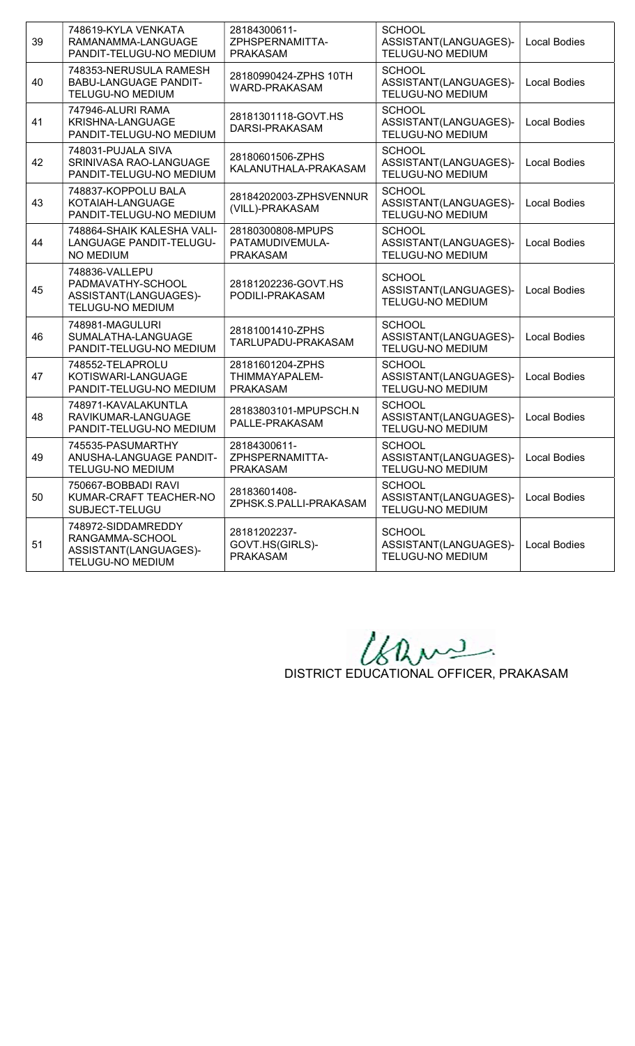| | | | | |
|---|---|---|---|---|
| 39 | 748619-KYLA VENKATA RAMANAMMA-LANGUAGE PANDIT-TELUGU-NO MEDIUM | 28184300611-ZPHSPERNAMITTA-PRAKASAM | SCHOOL ASSISTANT(LANGUAGES)-TELUGU-NO MEDIUM | Local Bodies |
| 40 | 748353-NERUSULA RAMESH BABU-LANGUAGE PANDIT-TELUGU-NO MEDIUM | 28180990424-ZPHS 10TH WARD-PRAKASAM | SCHOOL ASSISTANT(LANGUAGES)-TELUGU-NO MEDIUM | Local Bodies |
| 41 | 747946-ALURI RAMA KRISHNA-LANGUAGE PANDIT-TELUGU-NO MEDIUM | 28181301118-GOVT.HS DARSI-PRAKASAM | SCHOOL ASSISTANT(LANGUAGES)-TELUGU-NO MEDIUM | Local Bodies |
| 42 | 748031-PUJALA SIVA SRINIVASA RAO-LANGUAGE PANDIT-TELUGU-NO MEDIUM | 28180601506-ZPHS KALANUTHALA-PRAKASAM | SCHOOL ASSISTANT(LANGUAGES)-TELUGU-NO MEDIUM | Local Bodies |
| 43 | 748837-KOPPOLU BALA KOTAIAH-LANGUAGE PANDIT-TELUGU-NO MEDIUM | 28184202003-ZPHSVENNUR (VILL)-PRAKASAM | SCHOOL ASSISTANT(LANGUAGES)-TELUGU-NO MEDIUM | Local Bodies |
| 44 | 748864-SHAIK KALESHA VALI-LANGUAGE PANDIT-TELUGU-NO MEDIUM | 28180300808-MPUPS PATAMUDIVEMULA-PRAKASAM | SCHOOL ASSISTANT(LANGUAGES)-TELUGU-NO MEDIUM | Local Bodies |
| 45 | 748836-VALLEPU PADMAVATHY-SCHOOL ASSISTANT(LANGUAGES)-TELUGU-NO MEDIUM | 28181202236-GOVT.HS PODILI-PRAKASAM | SCHOOL ASSISTANT(LANGUAGES)-TELUGU-NO MEDIUM | Local Bodies |
| 46 | 748981-MAGULURI SUMALATHA-LANGUAGE PANDIT-TELUGU-NO MEDIUM | 28181001410-ZPHS TARLUPADU-PRAKASAM | SCHOOL ASSISTANT(LANGUAGES)-TELUGU-NO MEDIUM | Local Bodies |
| 47 | 748552-TELAPROLU KOTISWARI-LANGUAGE PANDIT-TELUGU-NO MEDIUM | 28181601204-ZPHS THIMMAYAPALEM-PRAKASAM | SCHOOL ASSISTANT(LANGUAGES)-TELUGU-NO MEDIUM | Local Bodies |
| 48 | 748971-KAVALAKUNTLA RAVIKUMAR-LANGUAGE PANDIT-TELUGU-NO MEDIUM | 28183803101-MPUPSCH.N PALLE-PRAKASAM | SCHOOL ASSISTANT(LANGUAGES)-TELUGU-NO MEDIUM | Local Bodies |
| 49 | 745535-PASUMARTHY ANUSHA-LANGUAGE PANDIT-TELUGU-NO MEDIUM | 28184300611-ZPHSPERNAMITTA-PRAKASAM | SCHOOL ASSISTANT(LANGUAGES)-TELUGU-NO MEDIUM | Local Bodies |
| 50 | 750667-BOBBADI RAVI KUMAR-CRAFT TEACHER-NO SUBJECT-TELUGU | 28183601408-ZPHSK.S.PALLI-PRAKASAM | SCHOOL ASSISTANT(LANGUAGES)-TELUGU-NO MEDIUM | Local Bodies |
| 51 | 748972-SIDDAMREDDY RANGAMMA-SCHOOL ASSISTANT(LANGUAGES)-TELUGU-NO MEDIUM | 28181202237-GOVT.HS(GIRLS)-PRAKASAM | SCHOOL ASSISTANT(LANGUAGES)-TELUGU-NO MEDIUM | Local Bodies |

DISTRICT EDUCATIONAL OFFICER, PRAKASAM